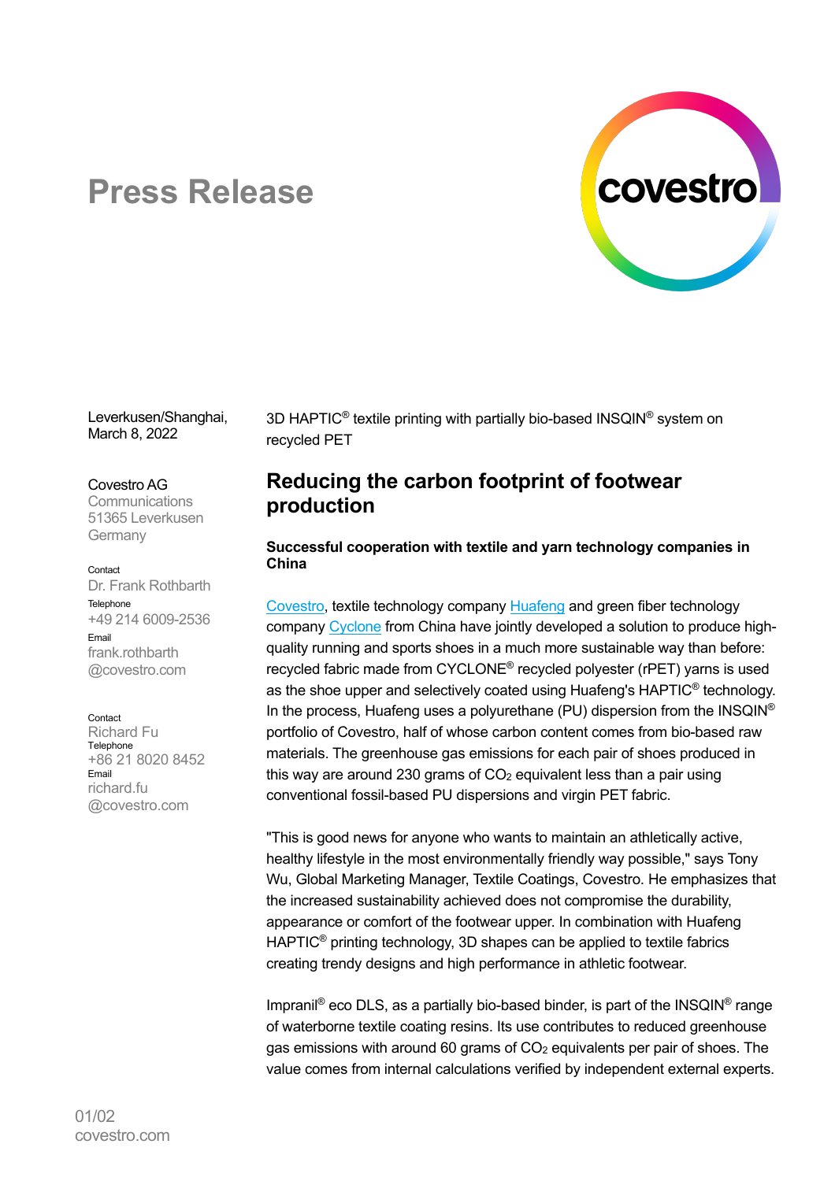# Press Release

Leverkusen/Shanghai,
March 8, 2022

Covestro AG
Communications
51365 Leverkusen
Germany

Contact
Dr. Frank Rothbarth
Telephone
+49 214 6009-2536
Email
frank.rothbarth
@covestro.com

Contact
Richard Fu
Telephone
+86 21 8020 8452
Email
richard.fu
@covestro.com

3D HAPTIC® textile printing with partially bio-based INSQIN® system on recycled PET

## Reducing the carbon footprint of footwear production

**Successful cooperation with textile and yarn technology companies in China**

Covestro, textile technology company Huafeng and green fiber technology company Cyclone from China have jointly developed a solution to produce high-quality running and sports shoes in a much more sustainable way than before: recycled fabric made from CYCLONE® recycled polyester (rPET) yarns is used as the shoe upper and selectively coated using Huafeng's HAPTIC® technology. In the process, Huafeng uses a polyurethane (PU) dispersion from the INSQIN® portfolio of Covestro, half of whose carbon content comes from bio-based raw materials. The greenhouse gas emissions for each pair of shoes produced in this way are around 230 grams of $CO_2$ equivalent less than a pair using conventional fossil-based PU dispersions and virgin PET fabric.

"This is good news for anyone who wants to maintain an athletically active, healthy lifestyle in the most environmentally friendly way possible," says Tony Wu, Global Marketing Manager, Textile Coatings, Covestro. He emphasizes that the increased sustainability achieved does not compromise the durability, appearance or comfort of the footwear upper. In combination with Huafeng HAPTIC® printing technology, 3D shapes can be applied to textile fabrics creating trendy designs and high performance in athletic footwear.

Impranil® eco DLS, as a partially bio-based binder, is part of the INSQIN® range of waterborne textile coating resins. Its use contributes to reduced greenhouse gas emissions with around 60 grams of $CO_2$ equivalents per pair of shoes. The value comes from internal calculations verified by independent external experts.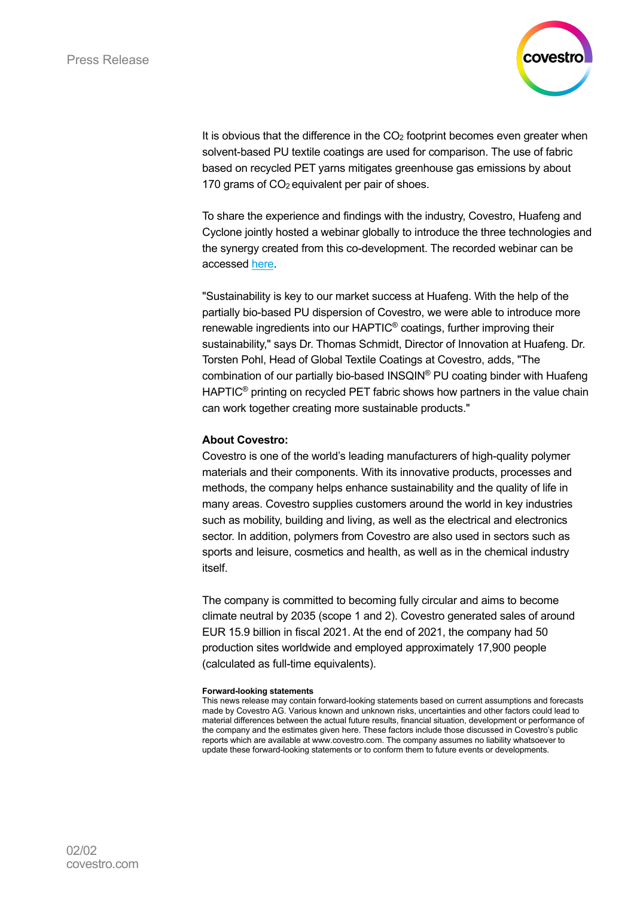It is obvious that the difference in the $CO_2$ footprint becomes even greater when solvent-based PU textile coatings are used for comparison. The use of fabric based on recycled PET yarns mitigates greenhouse gas emissions by about 170 grams of $CO_2$ equivalent per pair of shoes.

To share the experience and findings with the industry, Covestro, Huafeng and Cyclone jointly hosted a webinar globally to introduce the three technologies and the synergy created from this co-development. The recorded webinar can be accessed here.

"Sustainability is key to our market success at Huafeng. With the help of the partially bio-based PU dispersion of Covestro, we were able to introduce more renewable ingredients into our HAPTIC® coatings, further improving their sustainability," says Dr. Thomas Schmidt, Director of Innovation at Huafeng. Dr. Torsten Pohl, Head of Global Textile Coatings at Covestro, adds, "The combination of our partially bio-based INSQIN® PU coating binder with Huafeng HAPTIC® printing on recycled PET fabric shows how partners in the value chain can work together creating more sustainable products."

**About Covestro:**

Covestro is one of the world's leading manufacturers of high-quality polymer materials and their components. With its innovative products, processes and methods, the company helps enhance sustainability and the quality of life in many areas. Covestro supplies customers around the world in key industries such as mobility, building and living, as well as the electrical and electronics sector. In addition, polymers from Covestro are also used in sectors such as sports and leisure, cosmetics and health, as well as in the chemical industry itself.

The company is committed to becoming fully circular and aims to become climate neutral by 2035 (scope 1 and 2). Covestro generated sales of around EUR 15.9 billion in fiscal 2021. At the end of 2021, the company had 50 production sites worldwide and employed approximately 17,900 people (calculated as full-time equivalents).

**Forward-looking statements**

This news release may contain forward-looking statements based on current assumptions and forecasts made by Covestro AG. Various known and unknown risks, uncertainties and other factors could lead to material differences between the actual future results, financial situation, development or performance of the company and the estimates given here. These factors include those discussed in Covestro's public reports which are available at www.covestro.com. The company assumes no liability whatsoever to update these forward-looking statements or to conform them to future events or developments.